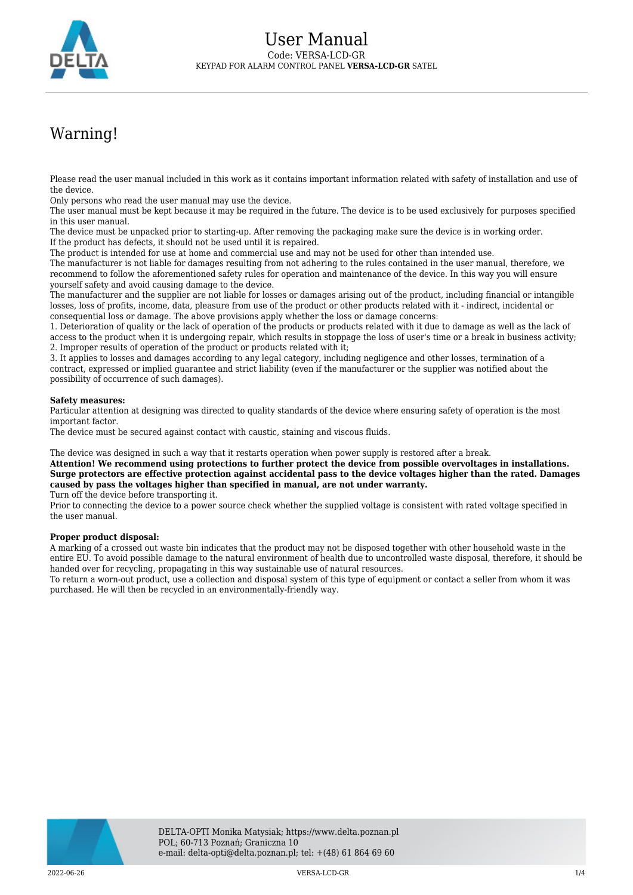# User Manual

Code: VERSA-LCD-GR

KEYPAD FOR ALARM CONTROL PANEL **VERSA-LCD-GR** SATEL

## Warning!

Please read the user manual included in this work as it contains important information related with safety of installation and use of the device.
Only persons who read the user manual may use the device.
The user manual must be kept because it may be required in the future. The device is to be used exclusively for purposes specified in this user manual.
The device must be unpacked prior to starting-up. After removing the packaging make sure the device is in working order.
If the product has defects, it should not be used until it is repaired.
The product is intended for use at home and commercial use and may not be used for other than intended use.
The manufacturer is not liable for damages resulting from not adhering to the rules contained in the user manual, therefore, we recommend to follow the aforementioned safety rules for operation and maintenance of the device. In this way you will ensure yourself safety and avoid causing damage to the device.
The manufacturer and the supplier are not liable for losses or damages arising out of the product, including financial or intangible losses, loss of profits, income, data, pleasure from use of the product or other products related with it - indirect, incidental or consequential loss or damage. The above provisions apply whether the loss or damage concerns:
1. Deterioration of quality or the lack of operation of the products or products related with it due to damage as well as the lack of access to the product when it is undergoing repair, which results in stoppage the loss of user's time or a break in business activity;
2. Improper results of operation of the product or products related with it;
3. It applies to losses and damages according to any legal category, including negligence and other losses, termination of a contract, expressed or implied guarantee and strict liability (even if the manufacturer or the supplier was notified about the possibility of occurrence of such damages).

**Safety measures:**
Particular attention at designing was directed to quality standards of the device where ensuring safety of operation is the most important factor.
The device must be secured against contact with caustic, staining and viscous fluids.

The device was designed in such a way that it restarts operation when power supply is restored after a break.
**Attention! We recommend using protections to further protect the device from possible overvoltages in installations. Surge protectors are effective protection against accidental pass to the device voltages higher than the rated. Damages caused by pass the voltages higher than specified in manual, are not under warranty.**
Turn off the device before transporting it.
Prior to connecting the device to a power source check whether the supplied voltage is consistent with rated voltage specified in the user manual.

**Proper product disposal:**
A marking of a crossed out waste bin indicates that the product may not be disposed together with other household waste in the entire EU. To avoid possible damage to the natural environment of health due to uncontrolled waste disposal, therefore, it should be handed over for recycling, propagating in this way sustainable use of natural resources.
To return a worn-out product, use a collection and disposal system of this type of equipment or contact a seller from whom it was purchased. He will then be recycled in an environmentally-friendly way.

DELTA-OPTI Monika Matysiak; https://www.delta.poznan.pl
POL; 60-713 Poznań; Graniczna 10
e-mail: delta-opti@delta.poznan.pl; tel: +(48) 61 864 69 60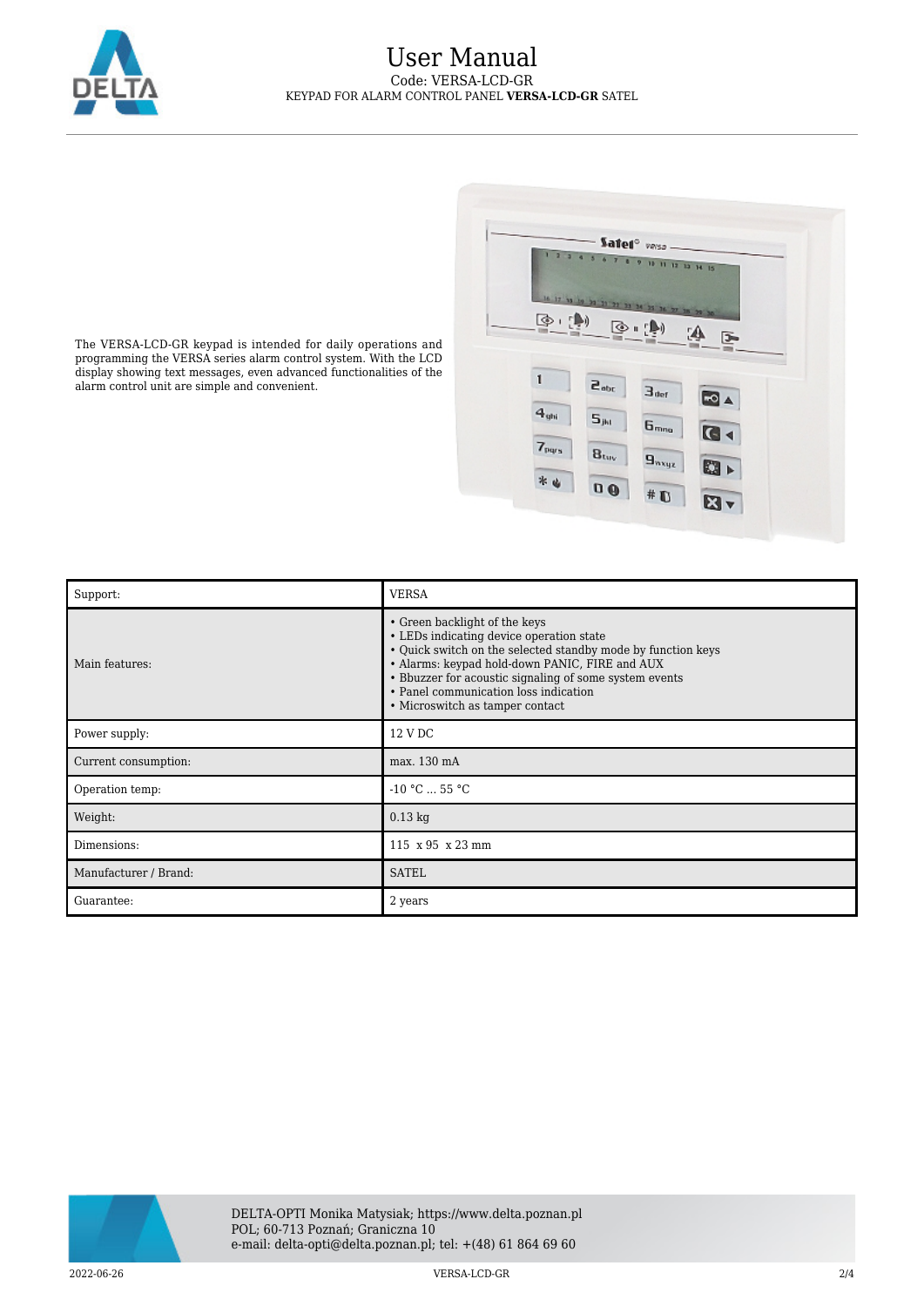# User Manual

Code: VERSA-LCD-GR

KEYPAD FOR ALARM CONTROL PANEL **VERSA-LCD-GR** SATEL

The VERSA-LCD-GR keypad is intended for daily operations and programming the VERSA series alarm control system. With the LCD display showing text messages, even advanced functionalities of the alarm control unit are simple and convenient.

| Support: | VERSA |
|---|---|
| Main features: | • Green backlight of the keys<br>• LEDs indicating device operation state<br>• Quick switch on the selected standby mode by function keys<br>• Alarms: keypad hold-down PANIC, FIRE and AUX<br>• Bbuzzer for acoustic signaling of some system events<br>• Panel communication loss indication<br>• Microswitch as tamper contact |
| Power supply: | 12 V DC |
| Current consumption: | max. 130 mA |
| Operation temp: | -10 °C ... 55 °C |
| Weight: | 0.13 kg |
| Dimensions: | 115 x 95 x 23 mm |
| Manufacturer / Brand: | SATEL |
| Guarantee: | 2 years |

DELTA-OPTI Monika Matysiak; https://www.delta.poznan.pl
POL; 60-713 Poznań; Graniczna 10
e-mail: delta-opti@delta.poznan.pl; tel: +(48) 61 864 69 60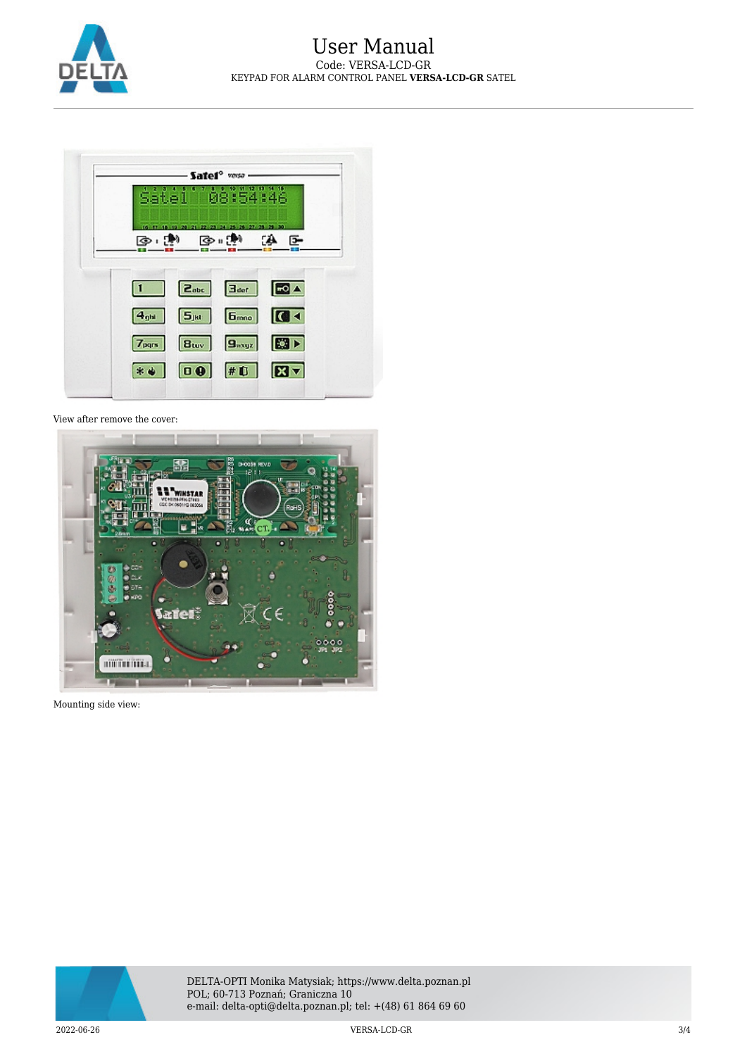View after remove the cover:

Mounting side view: